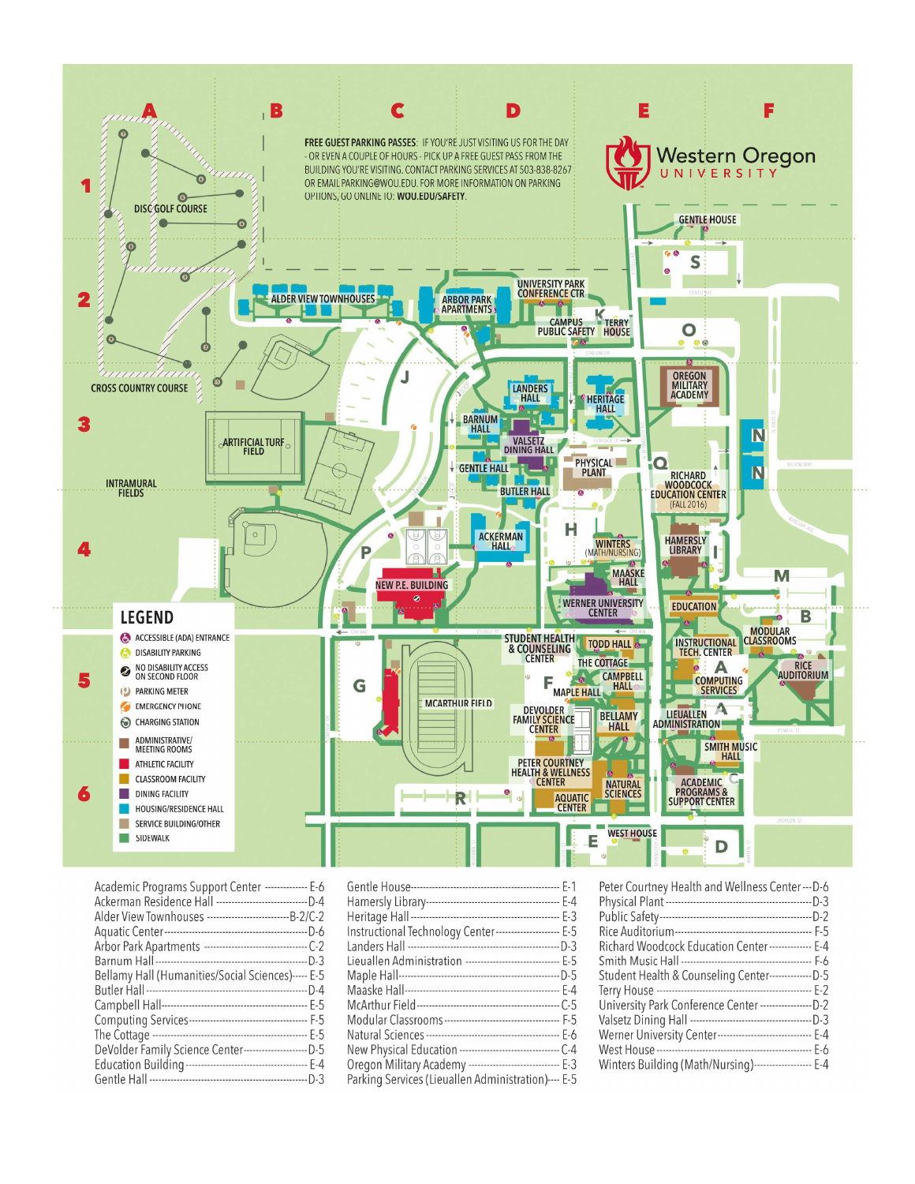# Western Oregon University

**FREE GUEST PARKING PASSES:** IF YOU'RE JUST VISITING US FOR THE DAY - OR EVEN A COUPLE OF HOURS - PICK UP A FREE GUEST PASS FROM THE BUILDING YOU'RE VISITING. CONTACT PARKING SERVICES AT 503-838-8267 OR EMAIL PARKING@WOU.EDU. FOR MORE INFORMATION ON PARKING OPTIONS, GO ONLINE TO: WOU.EDU/SAFETY.

## LEGEND

- ACCESSIBLE (ADA) ENTRANCE
- DISABILITY PARKING
- NO DISABILITY ACCESS ON SECOND FLOOR
- PARKING METER
- EMERGENCY PHONE
- CHARGING STATION
- ADMINISTRATIVE/ MEETING ROOMS
- ATHLETIC FACILITY
- CLASSROOM FACILITY
- DINING FACILITY
- HOUSING/RESIDENCE HALL
- SERVICE BUILDING/OTHER
- SIDEWALK

## Building Directory

| Building | Grid |
|---|---|
| Academic Programs Support Center | E-6 |
| Ackerman Residence Hall | D-4 |
| Alder View Townhouses | B-2/C-2 |
| Aquatic Center | D-6 |
| Arbor Park Apartments | C-2 |
| Barnum Hall | D-3 |
| Bellamy Hall (Humanities/Social Sciences) | E-5 |
| Butler Hall | D-4 |
| Campbell Hall | E-5 |
| Computing Services | F-5 |
| The Cottage | E-5 |
| DeVolder Family Science Center | D-5 |
| Education Building | E-4 |
| Gentle Hall | D-3 |
| Gentle House | E-1 |
| Hamersly Library | E-4 |
| Heritage Hall | E-3 |
| Instructional Technology Center | E-5 |
| Landers Hall | D-3 |
| Lieuallen Administration | E-5 |
| Maple Hall | D-5 |
| Maaske Hall | E-4 |
| McArthur Field | C-5 |
| Modular Classrooms | F-5 |
| Natural Sciences | E-6 |
| New Physical Education | C-4 |
| Oregon Military Academy | E-3 |
| Parking Services (Lieuallen Administration) | E-5 |
| Peter Courtney Health and Wellness Center | D-6 |
| Physical Plant | D-3 |
| Public Safety | D-2 |
| Rice Auditorium | F-5 |
| Richard Woodcock Education Center | E-4 |
| Smith Music Hall | F-6 |
| Student Health & Counseling Center | D-5 |
| Terry House | E-2 |
| University Park Conference Center | D-2 |
| Valsetz Dining Hall | D-3 |
| Werner University Center | E-4 |
| West House | E-6 |
| Winters Building (Math/Nursing) | E-4 |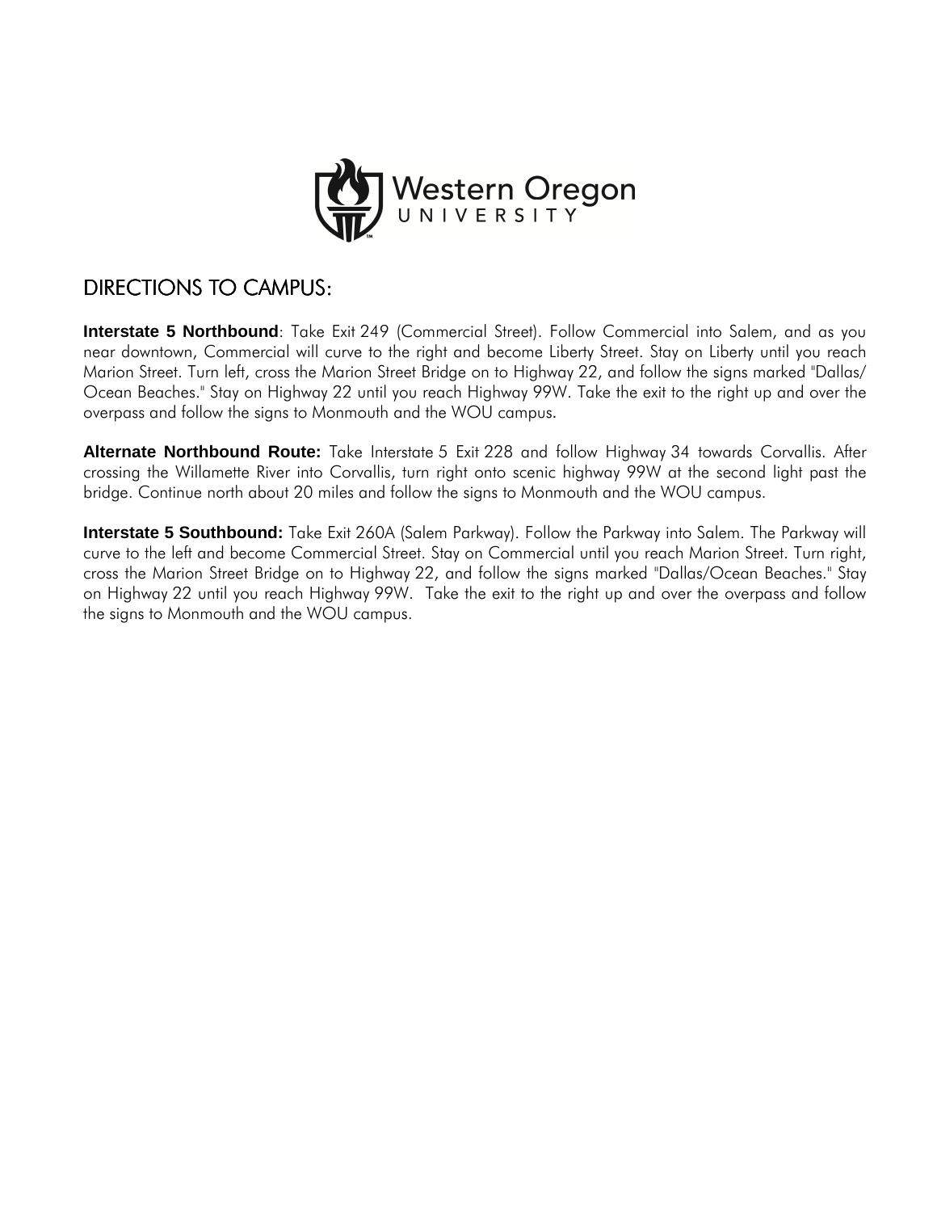Western Oregon UNIVERSITY

## DIRECTIONS TO CAMPUS:

**Interstate 5 Northbound**: Take Exit 249 (Commercial Street). Follow Commercial into Salem, and as you near downtown, Commercial will curve to the right and become Liberty Street. Stay on Liberty until you reach Marion Street. Turn left, cross the Marion Street Bridge on to Highway 22, and follow the signs marked "Dallas/ Ocean Beaches." Stay on Highway 22 until you reach Highway 99W. Take the exit to the right up and over the overpass and follow the signs to Monmouth and the WOU campus.

**Alternate Northbound Route:** Take Interstate 5 Exit 228 and follow Highway 34 towards Corvallis. After crossing the Willamette River into Corvallis, turn right onto scenic highway 99W at the second light past the bridge. Continue north about 20 miles and follow the signs to Monmouth and the WOU campus.

**Interstate 5 Southbound:** Take Exit 260A (Salem Parkway). Follow the Parkway into Salem. The Parkway will curve to the left and become Commercial Street. Stay on Commercial until you reach Marion Street. Turn right, cross the Marion Street Bridge on to Highway 22, and follow the signs marked "Dallas/Ocean Beaches." Stay on Highway 22 until you reach Highway 99W. Take the exit to the right up and over the overpass and follow the signs to Monmouth and the WOU campus.